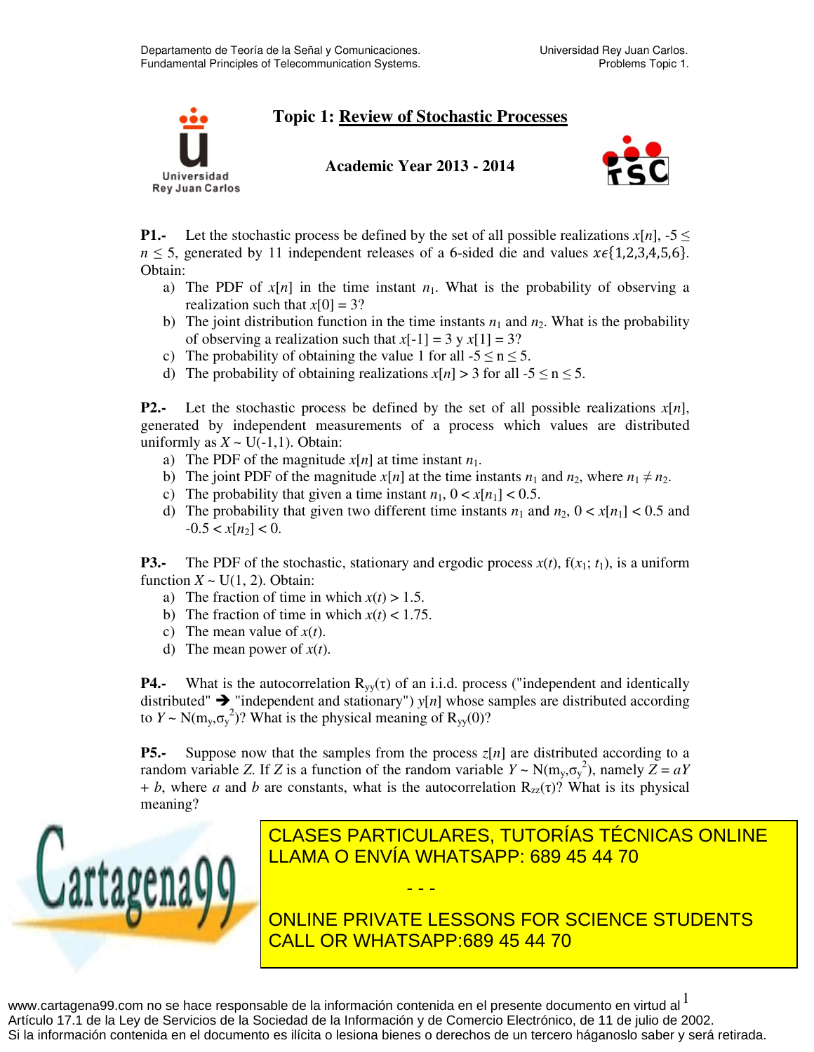# Topic 1: Review of Stochastic Processes

## Academic Year 2013 - 2014

**P1.-** Let the stochastic process be defined by the set of all possible realizations $x[n]$, $-5 \leq n \leq 5$, generated by 11 independent releases of a 6-sided die and values $x\epsilon\{1,2,3,4,5,6\}$. Obtain:

a) The PDF of $x[n]$ in the time instant $n_1$. What is the probability of observing a realization such that $x[0] = 3$?
b) The joint distribution function in the time instants $n_1$ and $n_2$. What is the probability of observing a realization such that $x[-1] = 3$ y $x[1] = 3$?
c) The probability of obtaining the value 1 for all $-5 \leq n \leq 5$.
d) The probability of obtaining realizations $x[n] > 3$ for all $-5 \leq n \leq 5$.

**P2.-** Let the stochastic process be defined by the set of all possible realizations $x[n]$, generated by independent measurements of a process which values are distributed uniformly as $X \sim U(-1,1)$. Obtain:

a) The PDF of the magnitude $x[n]$ at time instant $n_1$.
b) The joint PDF of the magnitude $x[n]$ at the time instants $n_1$ and $n_2$, where $n_1 \neq n_2$.
c) The probability that given a time instant $n_1$, $0 < x[n_1] < 0.5$.
d) The probability that given two different time instants $n_1$ and $n_2$, $0 < x[n_1] < 0.5$ and $-0.5 < x[n_2] < 0$.

**P3.-** The PDF of the stochastic, stationary and ergodic process $x(t)$, $f(x_1; t_1)$, is a uniform function $X \sim U(1, 2)$. Obtain:

a) The fraction of time in which $x(t) > 1.5$.
b) The fraction of time in which $x(t) < 1.75$.
c) The mean value of $x(t)$.
d) The mean power of $x(t)$.

**P4.-** What is the autocorrelation $R_{yy}(\tau)$ of an i.i.d. process ("independent and identically distributed" ➔ "independent and stationary") $y[n]$ whose samples are distributed according to $Y \sim N(m_y,\sigma_y^2)$? What is the physical meaning of $R_{yy}(0)$?

**P5.-** Suppose now that the samples from the process $z[n]$ are distributed according to a random variable $Z$. If $Z$ is a function of the random variable $Y \sim N(m_y,\sigma_y^2)$, namely $Z = aY + b$, where $a$ and $b$ are constants, what is the autocorrelation $R_{zz}(\tau)$? What is its physical meaning?

CLASES PARTICULARES, TUTORÍAS TÉCNICAS ONLINE
LLAMA O ENVÍA WHATSAPP: 689 45 44 70

- - -

ONLINE PRIVATE LESSONS FOR SCIENCE STUDENTS
CALL OR WHATSAPP:689 45 44 70

www.cartagena99.com no se hace responsable de la información contenida en el presente documento en virtud al Artículo 17.1 de la Ley de Servicios de la Sociedad de la Información y de Comercio Electrónico, de 11 de julio de 2002.
Si la información contenida en el documento es ilícita o lesiona bienes o derechos de un tercero háganoslo saber y será retirada.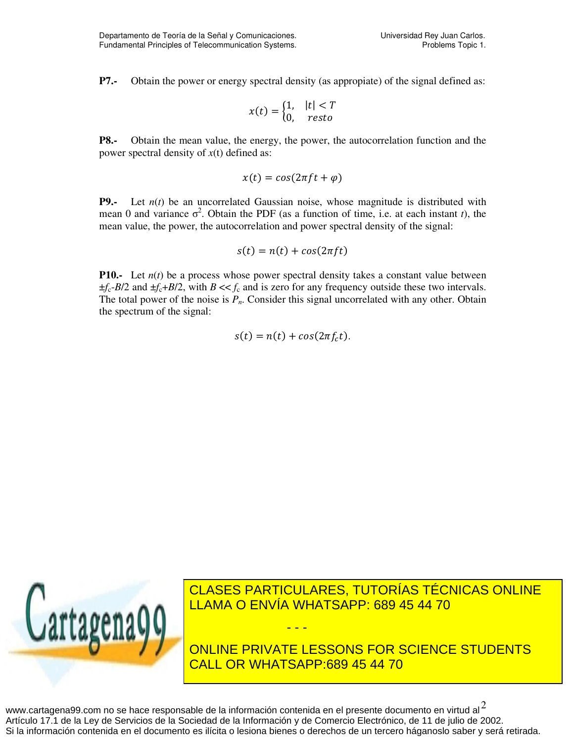**P7.-** Obtain the power or energy spectral density (as appropiate) of the signal defined as:

$$x(t) = \begin{cases} 1, & |t| < T \\ 0, & resto \end{cases}$$

**P8.-** Obtain the mean value, the energy, the power, the autocorrelation function and the power spectral density of *x*(t) defined as:

$$x(t) = cos(2\pi ft + \varphi)$$

**P9.-** Let *n*(*t*) be an uncorrelated Gaussian noise, whose magnitude is distributed with mean 0 and variance $\sigma^2$. Obtain the PDF (as a function of time, i.e. at each instant *t*), the mean value, the power, the autocorrelation and power spectral density of the signal:

$$s(t) = n(t) + cos(2\pi ft)$$

**P10.-** Let *n*(*t*) be a process whose power spectral density takes a constant value between $\pm f_c$-$B/2$ and $\pm f_c$+$B/2$, with $B << f_c$ and is zero for any frequency outside these two intervals. The total power of the noise is $P_n$. Consider this signal uncorrelated with any other. Obtain the spectrum of the signal:

$$s(t) = n(t) + cos(2\pi f_c t).$$

CLASES PARTICULARES, TUTORÍAS TÉCNICAS ONLINE
LLAMA O ENVÍA WHATSAPP: 689 45 44 70

- - -

ONLINE PRIVATE LESSONS FOR SCIENCE STUDENTS
CALL OR WHATSAPP:689 45 44 70

www.cartagena99.com no se hace responsable de la información contenida en el presente documento en virtud al Artículo 17.1 de la Ley de Servicios de la Sociedad de la Información y de Comercio Electrónico, de 11 de julio de 2002.
Si la información contenida en el documento es ilícita o lesiona bienes o derechos de un tercero háganoslo saber y será retirada.